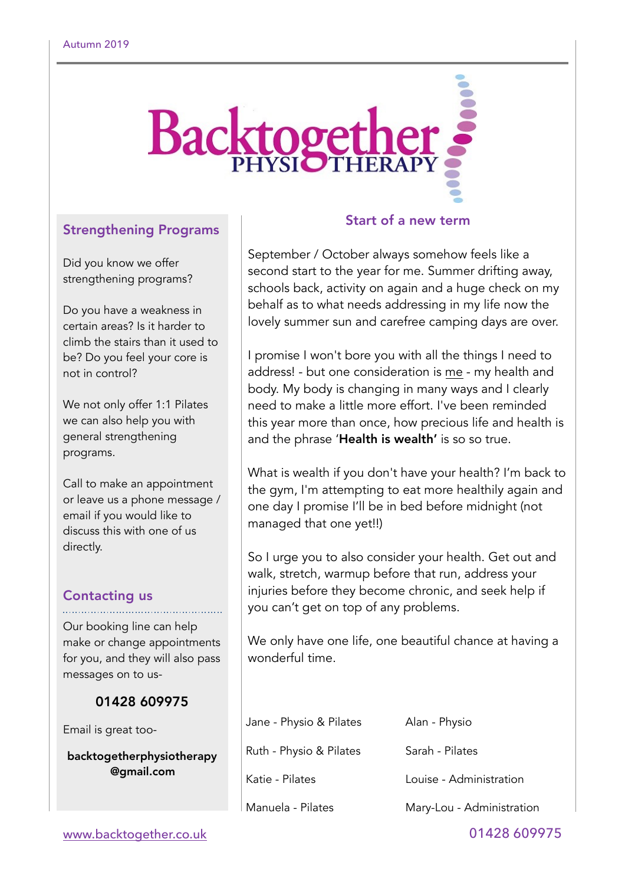Autumn 2019

# Backtogether PHYSIOTHERAPY

## Strengthening Programs

Did you know we offer strengthening programs?

Do you have a weakness in certain areas? Is it harder to climb the stairs than it used to be? Do you feel your core is not in control?

We not only offer 1:1 Pilates we can also help you with general strengthening programs.

Call to make an appointment or leave us a phone message / email if you would like to discuss this with one of us directly.

## Contacting us

Our booking line can help make or change appointments for you, and they will also pass messages on to us-

**01428 609975**

Email is great too-

**backtogetherphysiotherapy@gmail.com**

## Start of a new term

September / October always somehow feels like a second start to the year for me. Summer drifting away, schools back, activity on again and a huge check on my behalf as to what needs addressing in my life now the lovely summer sun and carefree camping days are over.

I promise I won't bore you with all the things I need to address! - but one consideration is me - my health and body. My body is changing in many ways and I clearly need to make a little more effort. I've been reminded this year more than once, how precious life and health is and the phrase '**Health is wealth'** is so so true.

What is wealth if you don't have your health? I'm back to the gym, I'm attempting to eat more healthily again and one day I promise I'll be in bed before midnight (not managed that one yet!!)

So I urge you to also consider your health. Get out and walk, stretch, warmup before that run, address your injuries before they become chronic, and seek help if you can't get on top of any problems.

We only have one life, one beautiful chance at having a wonderful time.

Jane - Physio & Pilates

Ruth - Physio & Pilates

Katie - Pilates

Manuela - Pilates

Alan - Physio

Sarah - Pilates

Louise - Administration

Mary-Lou - Administration

www.backtogether.co.uk

01428 609975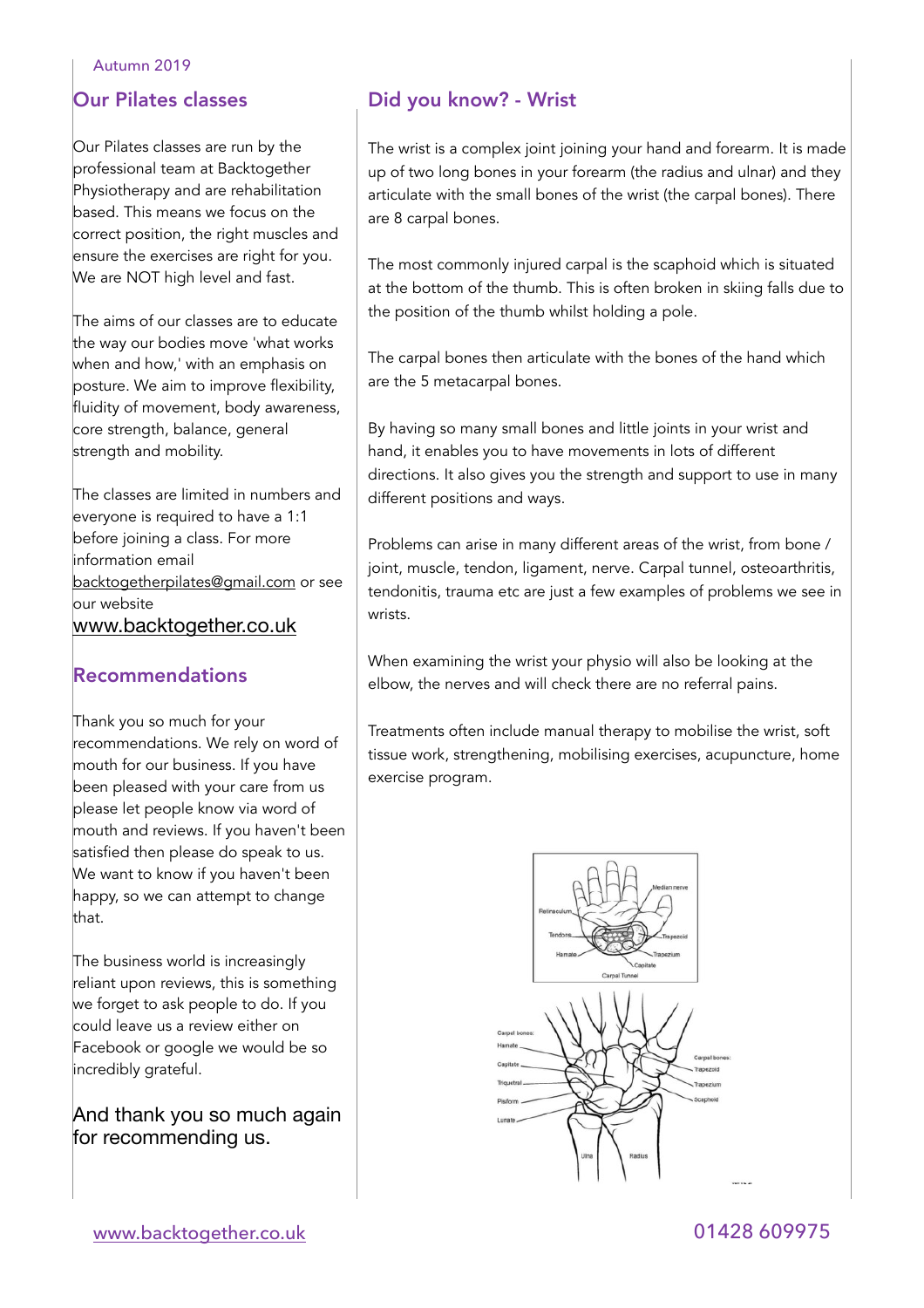Autumn 2019

## Our Pilates classes

Our Pilates classes are run by the professional team at Backtogether Physiotherapy and are rehabilitation based. This means we focus on the correct position, the right muscles and ensure the exercises are right for you. We are NOT high level and fast.

The aims of our classes are to educate the way our bodies move 'what works when and how,' with an emphasis on posture. We aim to improve flexibility, fluidity of movement, body awareness, core strength, balance, general strength and mobility.

The classes are limited in numbers and everyone is required to have a 1:1 before joining a class. For more information email backtogetherpilates@gmail.com or see our website

www.backtogether.co.uk

## Recommendations

Thank you so much for your recommendations. We rely on word of mouth for our business. If you have been pleased with your care from us please let people know via word of mouth and reviews. If you haven't been satisfied then please do speak to us. We want to know if you haven't been happy, so we can attempt to change that.

The business world is increasingly reliant upon reviews, this is something we forget to ask people to do. If you could leave us a review either on Facebook or google we would be so incredibly grateful.

And thank you so much again for recommending us.

## Did you know? - Wrist

The wrist is a complex joint joining your hand and forearm. It is made up of two long bones in your forearm (the radius and ulnar) and they articulate with the small bones of the wrist (the carpal bones). There are 8 carpal bones.

The most commonly injured carpal is the scaphoid which is situated at the bottom of the thumb. This is often broken in skiing falls due to the position of the thumb whilst holding a pole.

The carpal bones then articulate with the bones of the hand which are the 5 metacarpal bones.

By having so many small bones and little joints in your wrist and hand, it enables you to have movements in lots of different directions. It also gives you the strength and support to use in many different positions and ways.

Problems can arise in many different areas of the wrist, from bone / joint, muscle, tendon, ligament, nerve. Carpal tunnel, osteoarthritis, tendonitis, trauma etc are just a few examples of problems we see in wrists.

When examining the wrist your physio will also be looking at the elbow, the nerves and will check there are no referral pains.

Treatments often include manual therapy to mobilise the wrist, soft tissue work, strengthening, mobilising exercises, acupuncture, home exercise program.

Median nerve
Retinaculum
Tendons
Trapezoid
Hamate
Trapezium
Capitate
Carpal Tunnel

Carpal bones:
Hamate
Capitate
Triquetral
Pisiform
Lunate
Carpal bones:
Trapezoid
Trapezium
Scaphoid
Ulna
Radius

www.backtogether.co.uk

01428 609975